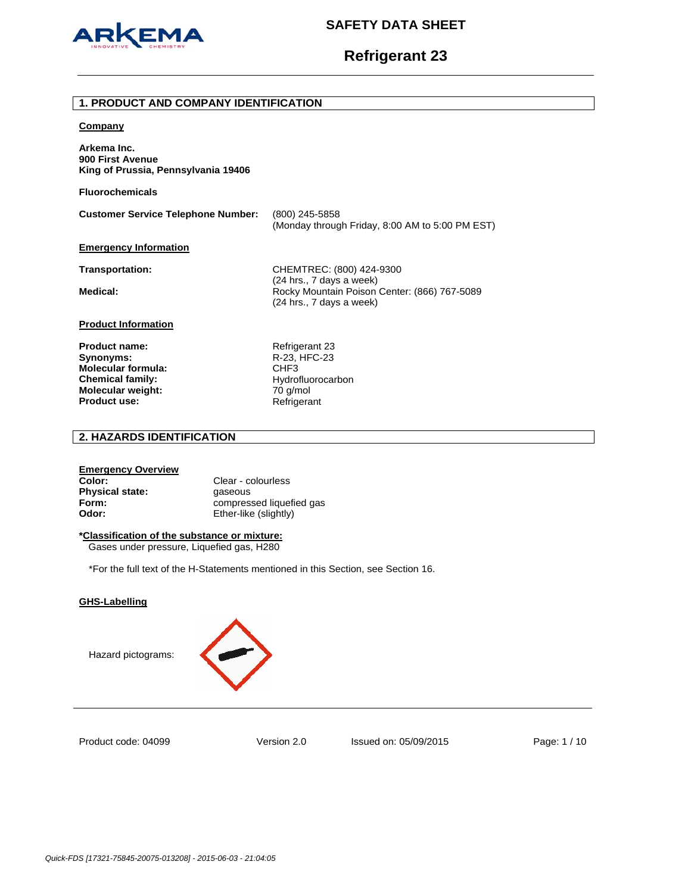# SAFETY DATA SHEET

# Refrigerant 23

## 1. PRODUCT AND COMPANY IDENTIFICATION

**Company**

**Arkema Inc.**
**900 First Avenue**
**King of Prussia, Pennsylvania 19406**

**Fluorochemicals**

| | |
|---|---|
| **Customer Service Telephone Number:** | (800) 245-5858 (Monday through Friday, 8:00 AM to 5:00 PM EST) |

**Emergency Information**

| | |
|---|---|
| **Transportation:** | CHEMTREC: (800) 424-9300 (24 hrs., 7 days a week) |
| **Medical:** | Rocky Mountain Poison Center: (866) 767-5089 (24 hrs., 7 days a week) |

**Product Information**

| | |
|---|---|
| **Product name:** | Refrigerant 23 |
| **Synonyms:** | R-23, HFC-23 |
| **Molecular formula:** | $CHF_3$ |
| **Chemical family:** | Hydrofluorocarbon |
| **Molecular weight:** | 70 g/mol |
| **Product use:** | Refrigerant |

## 2. HAZARDS IDENTIFICATION

**Emergency Overview**

| | |
|---|---|
| **Color:** | Clear - colourless |
| **Physical state:** | gaseous |
| **Form:** | compressed liquefied gas |
| **Odor:** | Ether-like (slightly) |

**\*Classification of the substance or mixture:**
Gases under pressure, Liquefied gas, H280

*For the full text of the H-Statements mentioned in this Section, see Section 16.

**GHS-Labelling**

Hazard pictograms:

Product code: 04099 Version 2.0 Issued on: 05/09/2015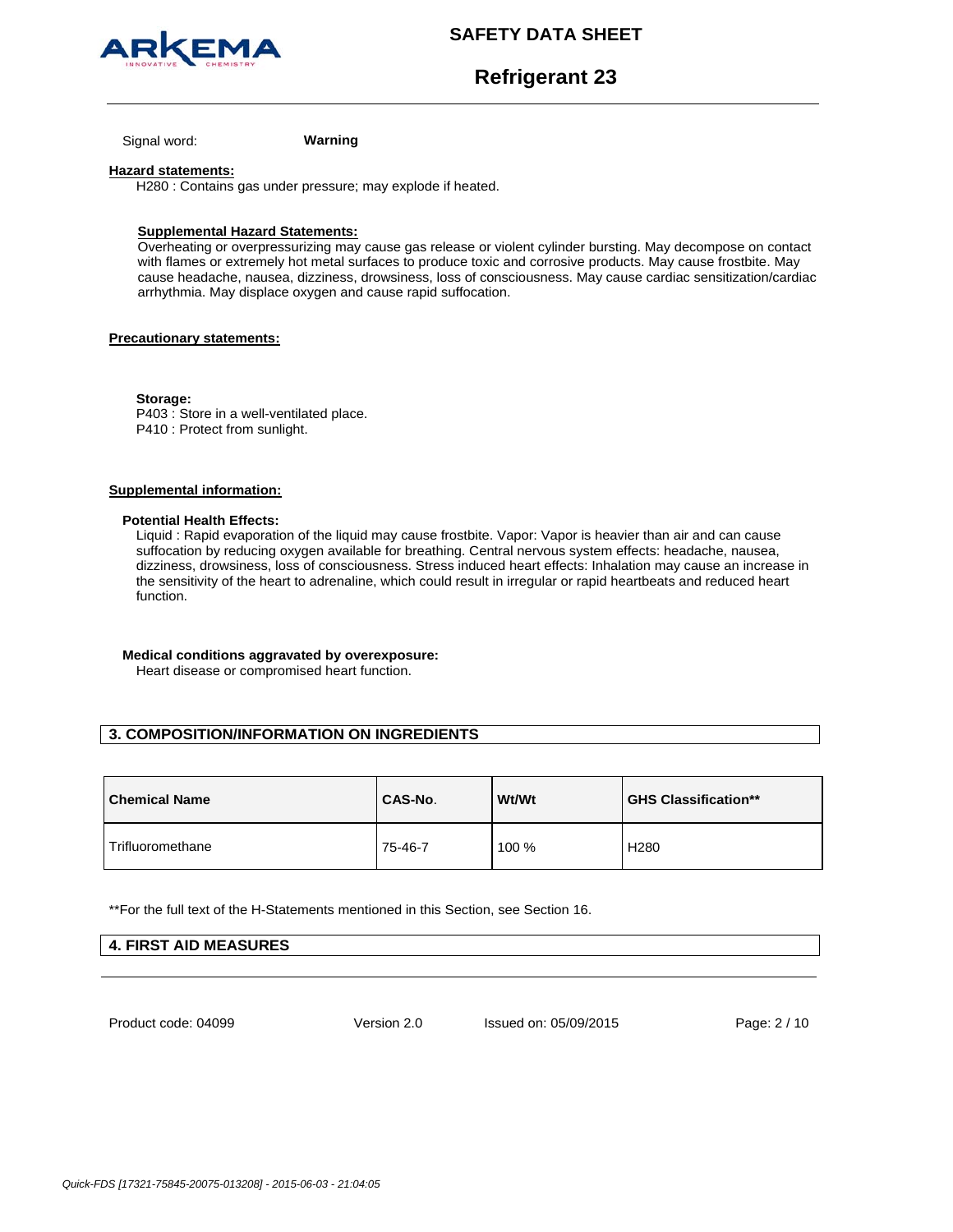Signal word: **Warning**

**Hazard statements:**

H280 : Contains gas under pressure; may explode if heated.

**Supplemental Hazard Statements:**

Overheating or overpressurizing may cause gas release or violent cylinder bursting. May decompose on contact with flames or extremely hot metal surfaces to produce toxic and corrosive products. May cause frostbite. May cause headache, nausea, dizziness, drowsiness, loss of consciousness. May cause cardiac sensitization/cardiac arrhythmia. May displace oxygen and cause rapid suffocation.

**Precautionary statements:**

**Storage:**

P403 : Store in a well-ventilated place.
P410 : Protect from sunlight.

**Supplemental information:**

**Potential Health Effects:**

Liquid : Rapid evaporation of the liquid may cause frostbite. Vapor: Vapor is heavier than air and can cause suffocation by reducing oxygen available for breathing. Central nervous system effects: headache, nausea, dizziness, drowsiness, loss of consciousness. Stress induced heart effects: Inhalation may cause an increase in the sensitivity of the heart to adrenaline, which could result in irregular or rapid heartbeats and reduced heart function.

**Medical conditions aggravated by overexposure:**

Heart disease or compromised heart function.

## 3. COMPOSITION/INFORMATION ON INGREDIENTS

| Chemical Name | CAS-No. | Wt/Wt | GHS Classification** |
| --- | --- | --- | --- |
| Trifluoromethane | 75-46-7 | 100 % | H280 |

**For the full text of the H-Statements mentioned in this Section, see Section 16.

## 4. FIRST AID MEASURES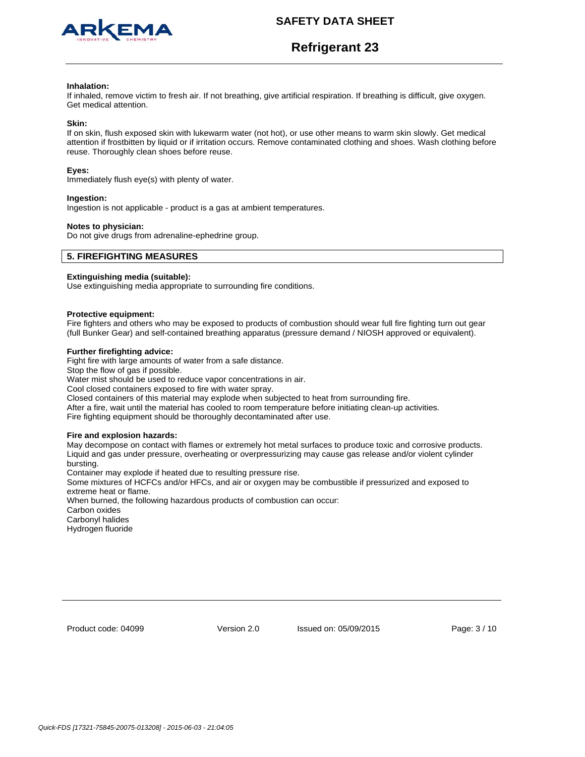**Inhalation:**
If inhaled, remove victim to fresh air. If not breathing, give artificial respiration. If breathing is difficult, give oxygen. Get medical attention.

**Skin:**
If on skin, flush exposed skin with lukewarm water (not hot), or use other means to warm skin slowly. Get medical attention if frostbitten by liquid or if irritation occurs. Remove contaminated clothing and shoes. Wash clothing before reuse. Thoroughly clean shoes before reuse.

**Eyes:**
Immediately flush eye(s) with plenty of water.

**Ingestion:**
Ingestion is not applicable - product is a gas at ambient temperatures.

**Notes to physician:**
Do not give drugs from adrenaline-ephedrine group.

## 5. FIREFIGHTING MEASURES

**Extinguishing media (suitable):**
Use extinguishing media appropriate to surrounding fire conditions.

**Protective equipment:**
Fire fighters and others who may be exposed to products of combustion should wear full fire fighting turn out gear (full Bunker Gear) and self-contained breathing apparatus (pressure demand / NIOSH approved or equivalent).

**Further firefighting advice:**
Fight fire with large amounts of water from a safe distance.
Stop the flow of gas if possible.
Water mist should be used to reduce vapor concentrations in air.
Cool closed containers exposed to fire with water spray.
Closed containers of this material may explode when subjected to heat from surrounding fire.
After a fire, wait until the material has cooled to room temperature before initiating clean-up activities.
Fire fighting equipment should be thoroughly decontaminated after use.

**Fire and explosion hazards:**
May decompose on contact with flames or extremely hot metal surfaces to produce toxic and corrosive products.
Liquid and gas under pressure, overheating or overpressurizing may cause gas release and/or violent cylinder bursting.
Container may explode if heated due to resulting pressure rise.
Some mixtures of HCFCs and/or HFCs, and air or oxygen may be combustible if pressurized and exposed to extreme heat or flame.
When burned, the following hazardous products of combustion can occur:
Carbon oxides
Carbonyl halides
Hydrogen fluoride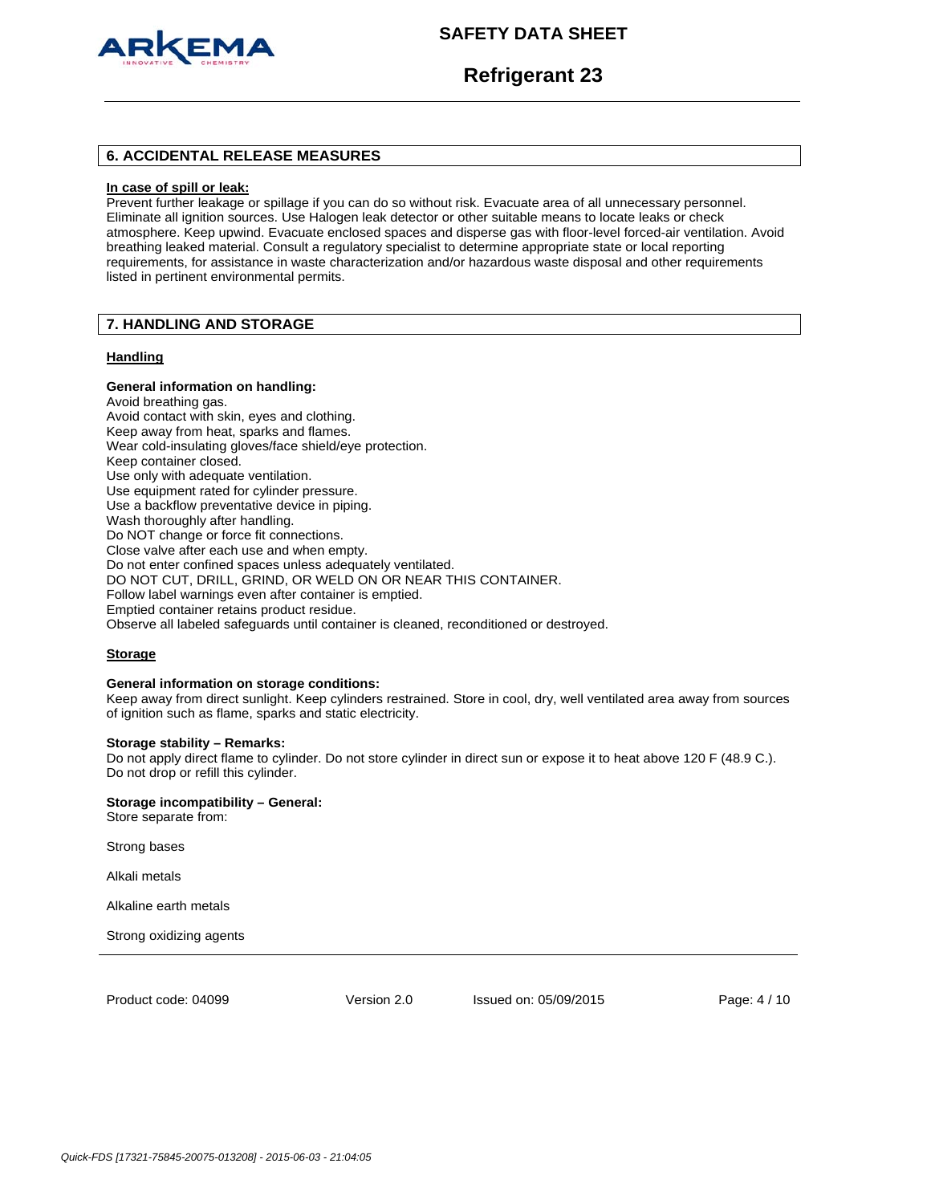## 6. ACCIDENTAL RELEASE MEASURES

**In case of spill or leak:**

Prevent further leakage or spillage if you can do so without risk. Evacuate area of all unnecessary personnel. Eliminate all ignition sources. Use Halogen leak detector or other suitable means to locate leaks or check atmosphere. Keep upwind. Evacuate enclosed spaces and disperse gas with floor-level forced-air ventilation. Avoid breathing leaked material. Consult a regulatory specialist to determine appropriate state or local reporting requirements, for assistance in waste characterization and/or hazardous waste disposal and other requirements listed in pertinent environmental permits.

## 7. HANDLING AND STORAGE

### Handling

**General information on handling:**

Avoid breathing gas.
Avoid contact with skin, eyes and clothing.
Keep away from heat, sparks and flames.
Wear cold-insulating gloves/face shield/eye protection.
Keep container closed.
Use only with adequate ventilation.
Use equipment rated for cylinder pressure.
Use a backflow preventative device in piping.
Wash thoroughly after handling.
Do NOT change or force fit connections.
Close valve after each use and when empty.
Do not enter confined spaces unless adequately ventilated.
DO NOT CUT, DRILL, GRIND, OR WELD ON OR NEAR THIS CONTAINER.
Follow label warnings even after container is emptied.
Emptied container retains product residue.
Observe all labeled safeguards until container is cleaned, reconditioned or destroyed.

### Storage

**General information on storage conditions:**

Keep away from direct sunlight. Keep cylinders restrained. Store in cool, dry, well ventilated area away from sources of ignition such as flame, sparks and static electricity.

**Storage stability – Remarks:**

Do not apply direct flame to cylinder. Do not store cylinder in direct sun or expose it to heat above 120 F (48.9 C.). Do not drop or refill this cylinder.

**Storage incompatibility – General:**

Store separate from:

Strong bases

Alkali metals

Alkaline earth metals

Strong oxidizing agents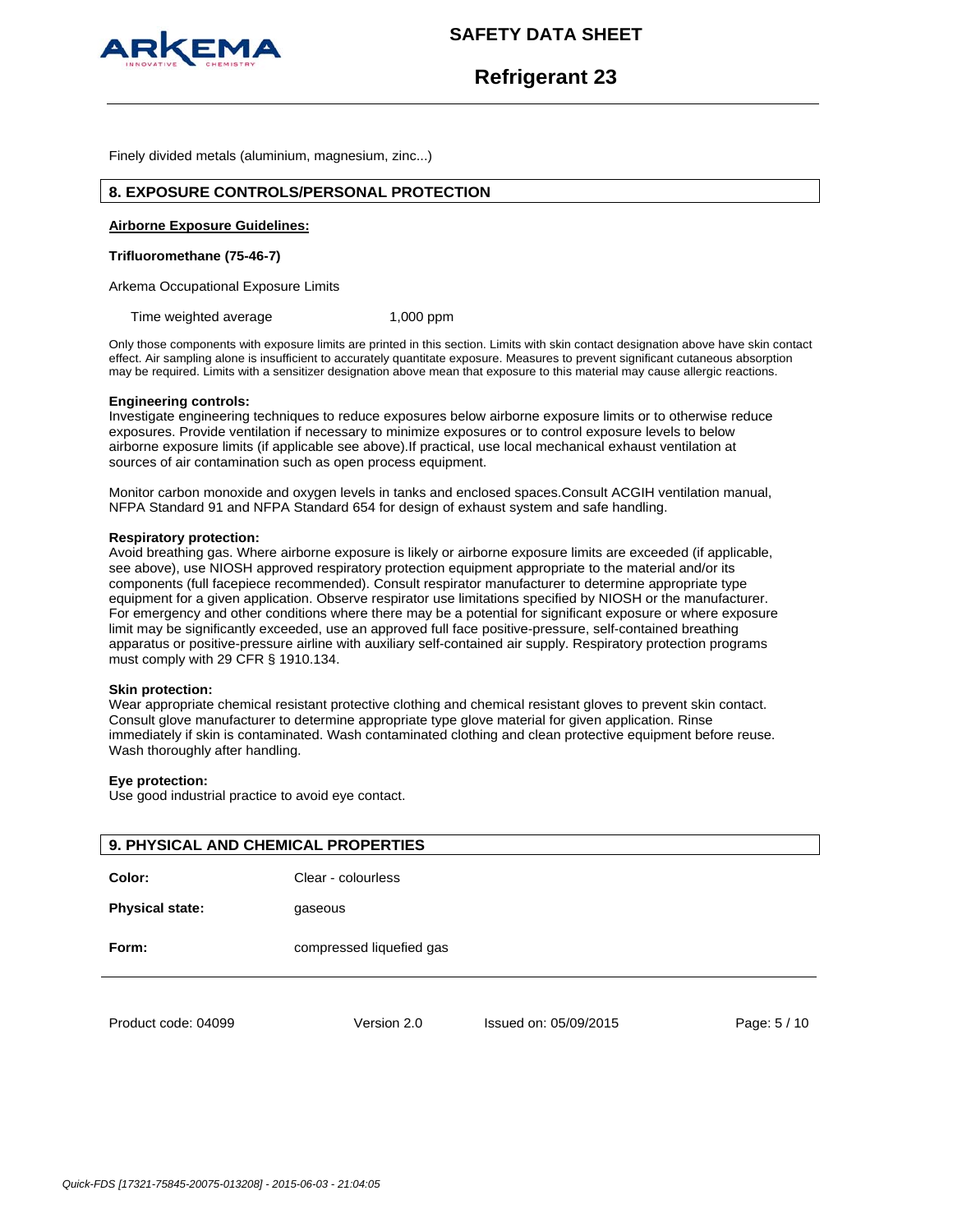Finely divided metals (aluminium, magnesium, zinc...)

## 8. EXPOSURE CONTROLS/PERSONAL PROTECTION

**Airborne Exposure Guidelines:**

**Trifluoromethane (75-46-7)**

Arkema Occupational Exposure Limits

| | |
|---|---|
| Time weighted average | 1,000 ppm |

Only those components with exposure limits are printed in this section. Limits with skin contact designation above have skin contact effect. Air sampling alone is insufficient to accurately quantitate exposure. Measures to prevent significant cutaneous absorption may be required. Limits with a sensitizer designation above mean that exposure to this material may cause allergic reactions.

**Engineering controls:**
Investigate engineering techniques to reduce exposures below airborne exposure limits or to otherwise reduce exposures. Provide ventilation if necessary to minimize exposures or to control exposure levels to below airborne exposure limits (if applicable see above).If practical, use local mechanical exhaust ventilation at sources of air contamination such as open process equipment.

Monitor carbon monoxide and oxygen levels in tanks and enclosed spaces.Consult ACGIH ventilation manual, NFPA Standard 91 and NFPA Standard 654 for design of exhaust system and safe handling.

**Respiratory protection:**
Avoid breathing gas. Where airborne exposure is likely or airborne exposure limits are exceeded (if applicable, see above), use NIOSH approved respiratory protection equipment appropriate to the material and/or its components (full facepiece recommended). Consult respirator manufacturer to determine appropriate type equipment for a given application. Observe respirator use limitations specified by NIOSH or the manufacturer. For emergency and other conditions where there may be a potential for significant exposure or where exposure limit may be significantly exceeded, use an approved full face positive-pressure, self-contained breathing apparatus or positive-pressure airline with auxiliary self-contained air supply. Respiratory protection programs must comply with 29 CFR § 1910.134.

**Skin protection:**
Wear appropriate chemical resistant protective clothing and chemical resistant gloves to prevent skin contact. Consult glove manufacturer to determine appropriate type glove material for given application. Rinse immediately if skin is contaminated. Wash contaminated clothing and clean protective equipment before reuse. Wash thoroughly after handling.

**Eye protection:**
Use good industrial practice to avoid eye contact.

## 9. PHYSICAL AND CHEMICAL PROPERTIES

| | |
|---|---|
| **Color:** | Clear - colourless |
| **Physical state:** | gaseous |
| **Form:** | compressed liquefied gas |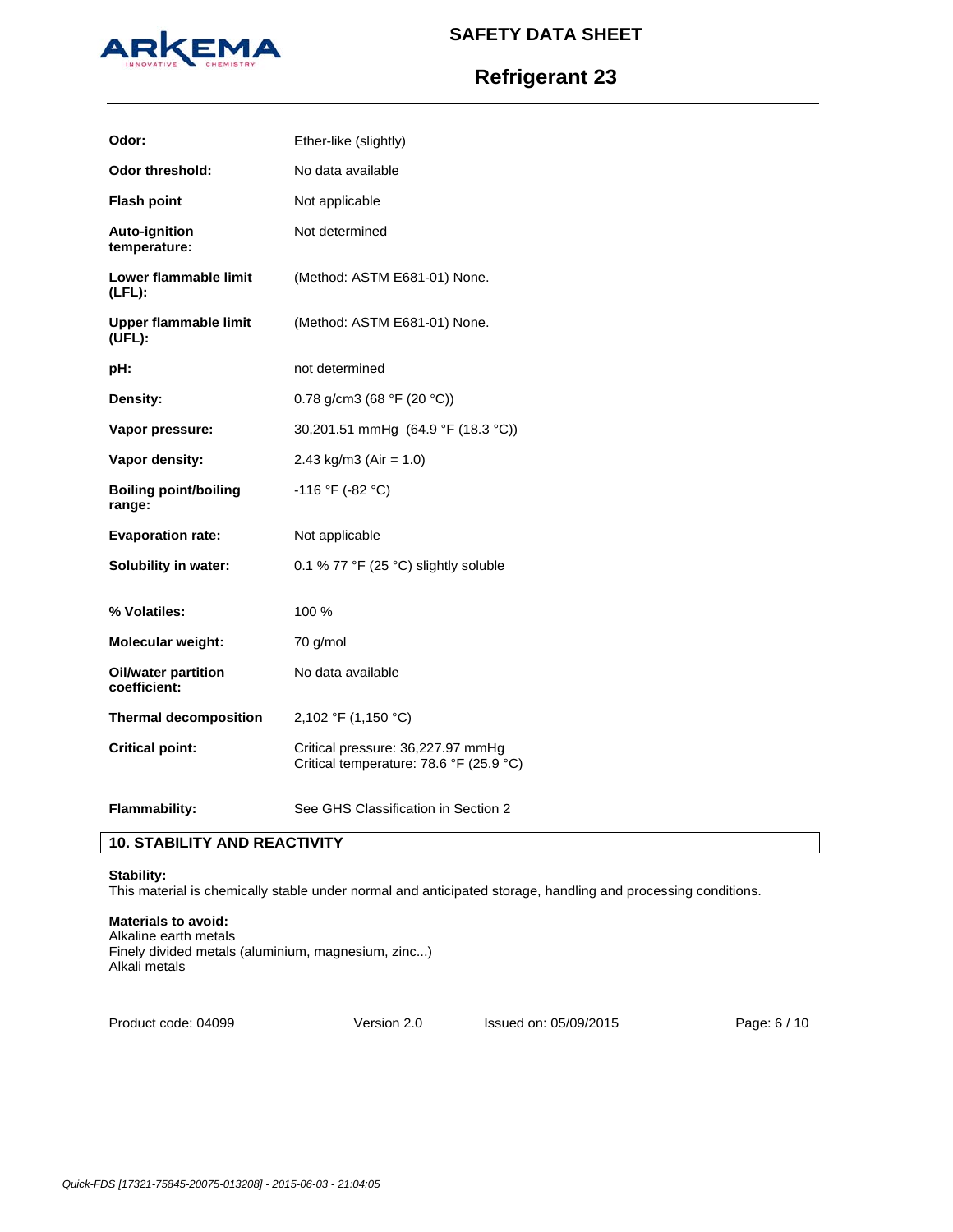| | |
|---|---|
| **Odor:** | Ether-like (slightly) |
| **Odor threshold:** | No data available |
| **Flash point** | Not applicable |
| **Auto-ignition temperature:** | Not determined |
| **Lower flammable limit (LFL):** | (Method: ASTM E681-01) None. |
| **Upper flammable limit (UFL):** | (Method: ASTM E681-01) None. |
| **pH:** | not determined |
| **Density:** | 0.78 g/cm3 (68 °F (20 °C)) |
| **Vapor pressure:** | 30,201.51 mmHg (64.9 °F (18.3 °C)) |
| **Vapor density:** | 2.43 kg/m3 (Air = 1.0) |
| **Boiling point/boiling range:** | -116 °F (-82 °C) |
| **Evaporation rate:** | Not applicable |
| **Solubility in water:** | 0.1 % 77 °F (25 °C) slightly soluble |
| **% Volatiles:** | 100 % |
| **Molecular weight:** | 70 g/mol |
| **Oil/water partition coefficient:** | No data available |
| **Thermal decomposition** | 2,102 °F (1,150 °C) |
| **Critical point:** | Critical pressure: 36,227.97 mmHg<br>Critical temperature: 78.6 °F (25.9 °C) |
| **Flammability:** | See GHS Classification in Section 2 |

## 10. STABILITY AND REACTIVITY

**Stability:**
This material is chemically stable under normal and anticipated storage, handling and processing conditions.

**Materials to avoid:**
Alkaline earth metals
Finely divided metals (aluminium, magnesium, zinc...)
Alkali metals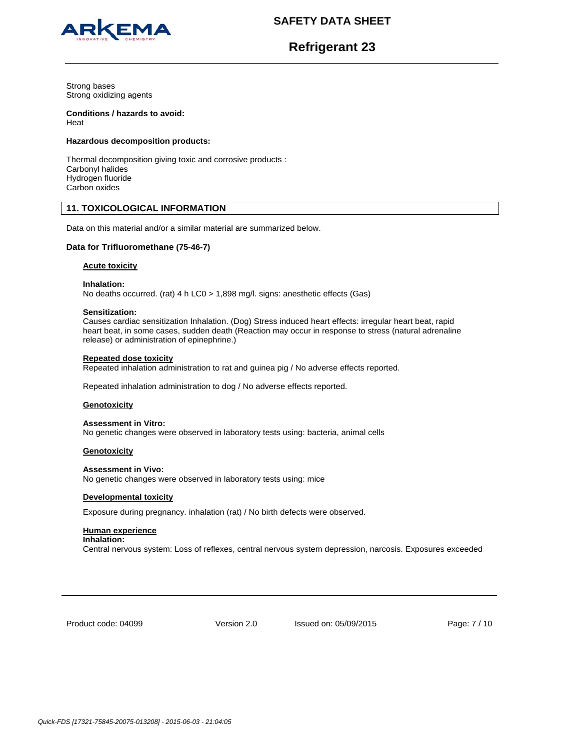Strong bases
Strong oxidizing agents

**Conditions / hazards to avoid:**
Heat

**Hazardous decomposition products:**

Thermal decomposition giving toxic and corrosive products :
Carbonyl halides
Hydrogen fluoride
Carbon oxides

## 11. TOXICOLOGICAL INFORMATION

Data on this material and/or a similar material are summarized below.

### Data for Trifluoromethane (75-46-7)

**Acute toxicity**

**Inhalation:**
No deaths occurred. (rat) 4 h LC0 > 1,898 mg/l. signs: anesthetic effects (Gas)

**Sensitization:**
Causes cardiac sensitization Inhalation. (Dog) Stress induced heart effects: irregular heart beat, rapid heart beat, in some cases, sudden death (Reaction may occur in response to stress (natural adrenaline release) or administration of epinephrine.)

**Repeated dose toxicity**
Repeated inhalation administration to rat and guinea pig / No adverse effects reported.

Repeated inhalation administration to dog / No adverse effects reported.

**Genotoxicity**

**Assessment in Vitro:**
No genetic changes were observed in laboratory tests using: bacteria, animal cells

**Genotoxicity**

**Assessment in Vivo:**
No genetic changes were observed in laboratory tests using: mice

**Developmental toxicity**

Exposure during pregnancy. inhalation (rat) / No birth defects were observed.

**Human experience**
**Inhalation:**
Central nervous system: Loss of reflexes, central nervous system depression, narcosis. Exposures exceeded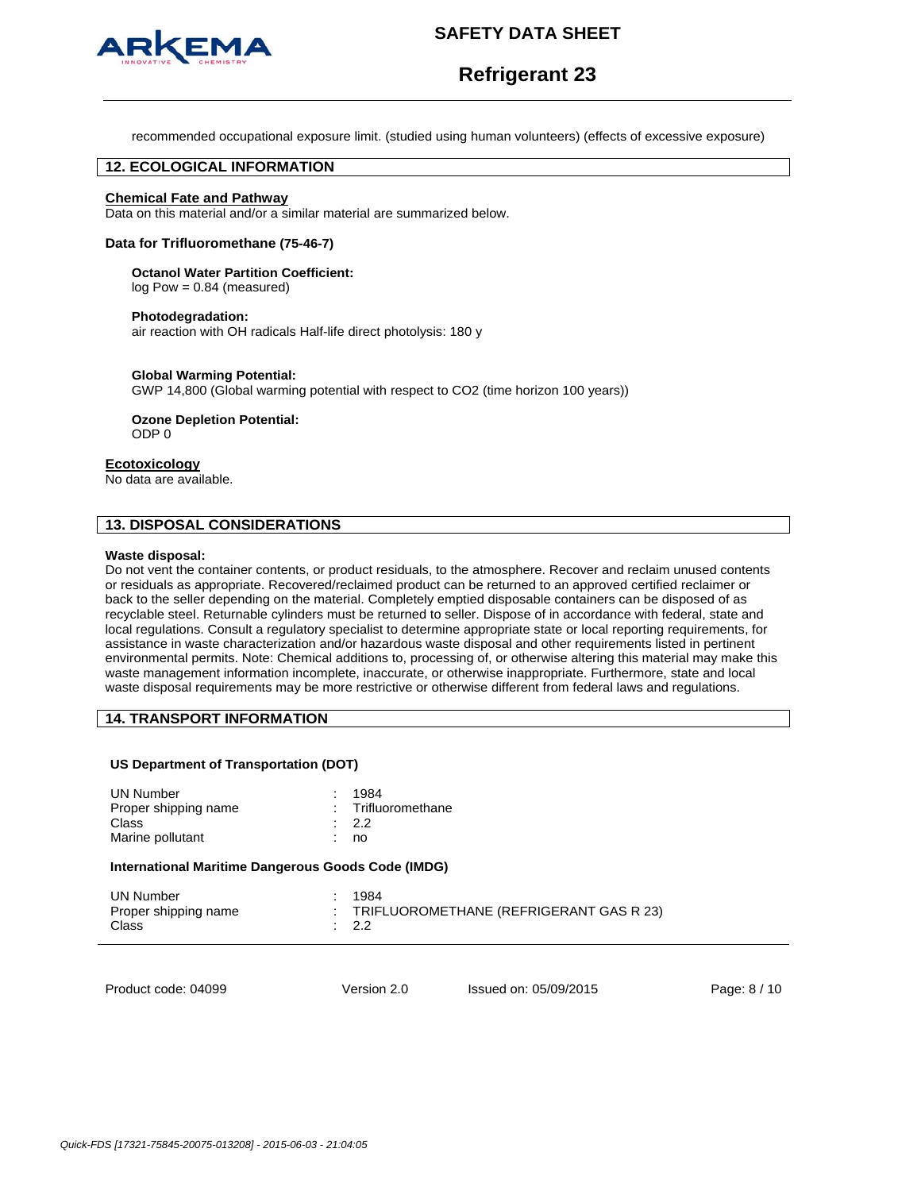recommended occupational exposure limit. (studied using human volunteers) (effects of excessive exposure)

## 12. ECOLOGICAL INFORMATION

**Chemical Fate and Pathway**
Data on this material and/or a similar material are summarized below.

**Data for Trifluoromethane (75-46-7)**

**Octanol Water Partition Coefficient:**
log Pow = 0.84 (measured)

**Photodegradation:**
air reaction with OH radicals Half-life direct photolysis: 180 y

**Global Warming Potential:**
GWP 14,800 (Global warming potential with respect to $CO_2$ (time horizon 100 years))

**Ozone Depletion Potential:**
ODP 0

**Ecotoxicology**
No data are available.

## 13. DISPOSAL CONSIDERATIONS

**Waste disposal:**
Do not vent the container contents, or product residuals, to the atmosphere. Recover and reclaim unused contents or residuals as appropriate. Recovered/reclaimed product can be returned to an approved certified reclaimer or back to the seller depending on the material. Completely emptied disposable containers can be disposed of as recyclable steel. Returnable cylinders must be returned to seller. Dispose of in accordance with federal, state and local regulations. Consult a regulatory specialist to determine appropriate state or local reporting requirements, for assistance in waste characterization and/or hazardous waste disposal and other requirements listed in pertinent environmental permits. Note: Chemical additions to, processing of, or otherwise altering this material may make this waste management information incomplete, inaccurate, or otherwise inappropriate. Furthermore, state and local waste disposal requirements may be more restrictive or otherwise different from federal laws and regulations.

## 14. TRANSPORT INFORMATION

**US Department of Transportation (DOT)**

| | |
|---|---|
| UN Number | : 1984 |
| Proper shipping name | : Trifluoromethane |
| Class | : 2.2 |
| Marine pollutant | : no |

**International Maritime Dangerous Goods Code (IMDG)**

| | |
|---|---|
| UN Number | : 1984 |
| Proper shipping name | : TRIFLUOROMETHANE (REFRIGERANT GAS R 23) |
| Class | : 2.2 |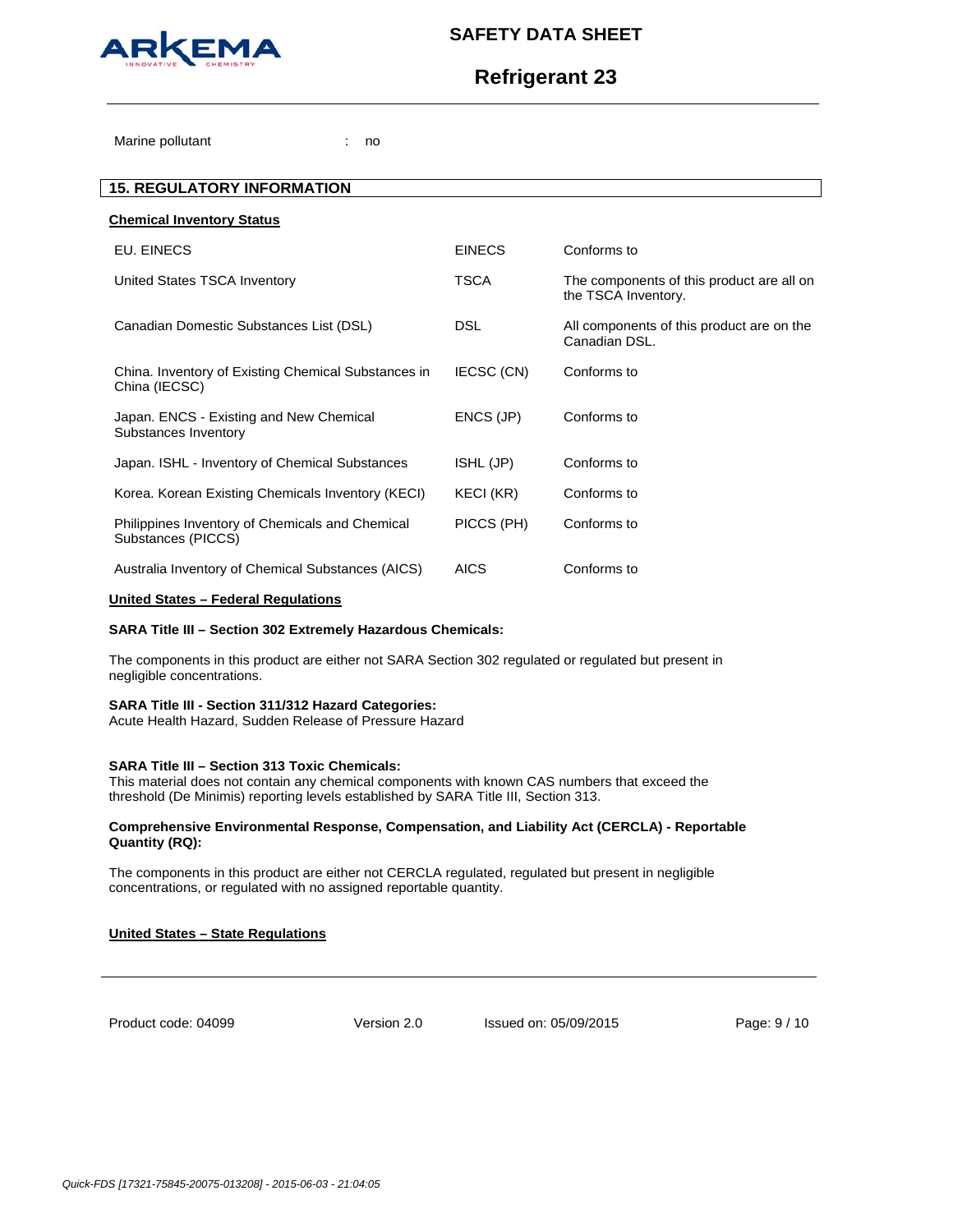Marine pollutant : no

## 15. REGULATORY INFORMATION

**Chemical Inventory Status**

| | | |
|---|---|---|
| EU. EINECS | EINECS | Conforms to |
| United States TSCA Inventory | TSCA | The components of this product are all on the TSCA Inventory. |
| Canadian Domestic Substances List (DSL) | DSL | All components of this product are on the Canadian DSL. |
| China. Inventory of Existing Chemical Substances in China (IECSC) | IECSC (CN) | Conforms to |
| Japan. ENCS - Existing and New Chemical Substances Inventory | ENCS (JP) | Conforms to |
| Japan. ISHL - Inventory of Chemical Substances | ISHL (JP) | Conforms to |
| Korea. Korean Existing Chemicals Inventory (KECI) | KECI (KR) | Conforms to |
| Philippines Inventory of Chemicals and Chemical Substances (PICCS) | PICCS (PH) | Conforms to |
| Australia Inventory of Chemical Substances (AICS) | AICS | Conforms to |

**United States – Federal Regulations**

**SARA Title III – Section 302 Extremely Hazardous Chemicals:**

The components in this product are either not SARA Section 302 regulated or regulated but present in negligible concentrations.

**SARA Title III - Section 311/312 Hazard Categories:**
Acute Health Hazard, Sudden Release of Pressure Hazard

**SARA Title III – Section 313 Toxic Chemicals:**
This material does not contain any chemical components with known CAS numbers that exceed the threshold (De Minimis) reporting levels established by SARA Title III, Section 313.

**Comprehensive Environmental Response, Compensation, and Liability Act (CERCLA) - Reportable Quantity (RQ):**

The components in this product are either not CERCLA regulated, regulated but present in negligible concentrations, or regulated with no assigned reportable quantity.

**United States – State Regulations**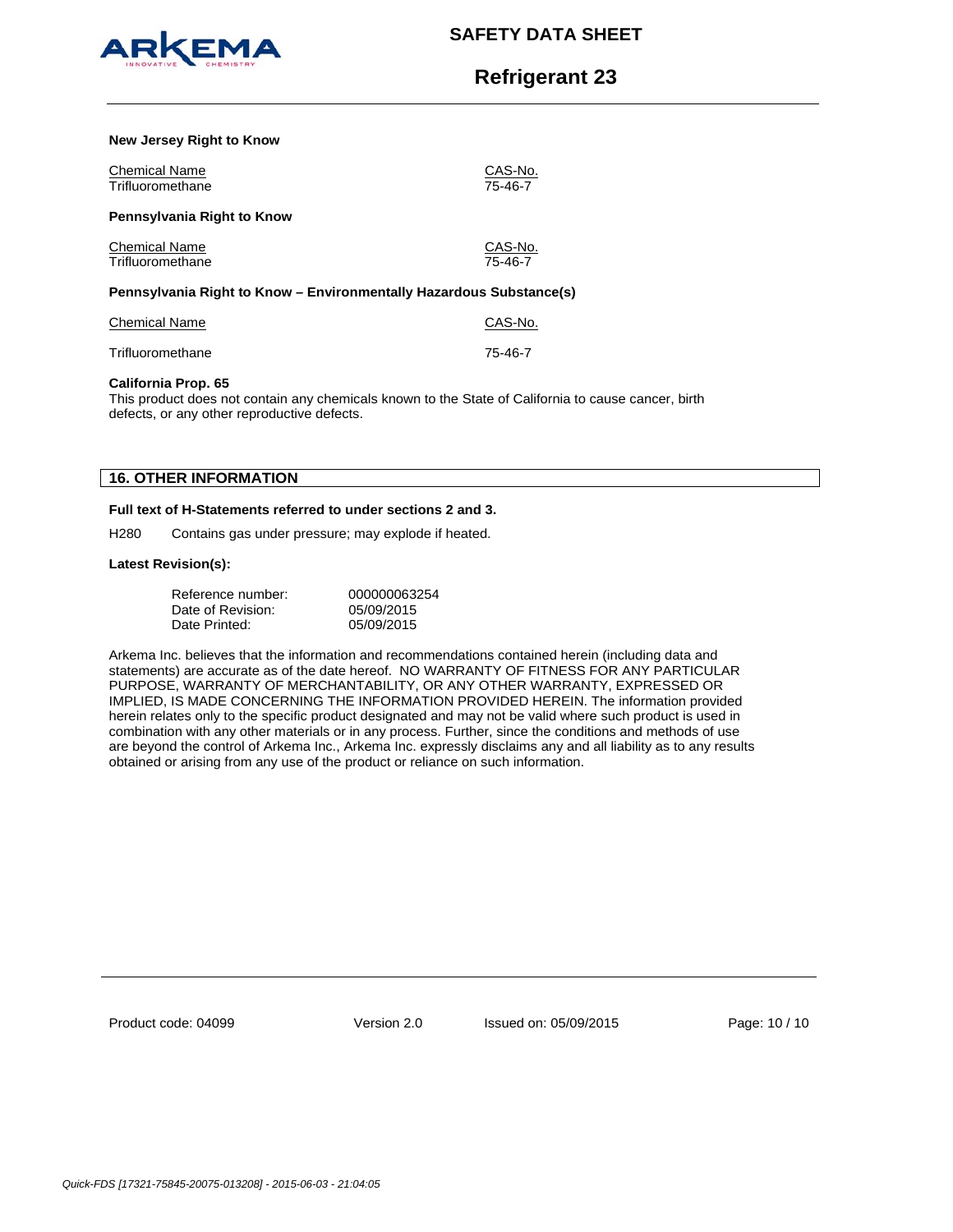**New Jersey Right to Know**

| Chemical Name | CAS-No. |
|---|---|
| Trifluoromethane | 75-46-7 |

**Pennsylvania Right to Know**

| Chemical Name | CAS-No. |
|---|---|
| Trifluoromethane | 75-46-7 |

**Pennsylvania Right to Know – Environmentally Hazardous Substance(s)**

| Chemical Name | CAS-No. |
|---|---|
| Trifluoromethane | 75-46-7 |

**California Prop. 65**

This product does not contain any chemicals known to the State of California to cause cancer, birth defects, or any other reproductive defects.

## 16. OTHER INFORMATION

**Full text of H-Statements referred to under sections 2 and 3.**

H280 Contains gas under pressure; may explode if heated.

**Latest Revision(s):**

| | |
|---|---|
| Reference number: | 000000063254 |
| Date of Revision: | 05/09/2015 |
| Date Printed: | 05/09/2015 |

Arkema Inc. believes that the information and recommendations contained herein (including data and statements) are accurate as of the date hereof. NO WARRANTY OF FITNESS FOR ANY PARTICULAR PURPOSE, WARRANTY OF MERCHANTABILITY, OR ANY OTHER WARRANTY, EXPRESSED OR IMPLIED, IS MADE CONCERNING THE INFORMATION PROVIDED HEREIN. The information provided herein relates only to the specific product designated and may not be valid where such product is used in combination with any other materials or in any process. Further, since the conditions and methods of use are beyond the control of Arkema Inc., Arkema Inc. expressly disclaims any and all liability as to any results obtained or arising from any use of the product or reliance on such information.